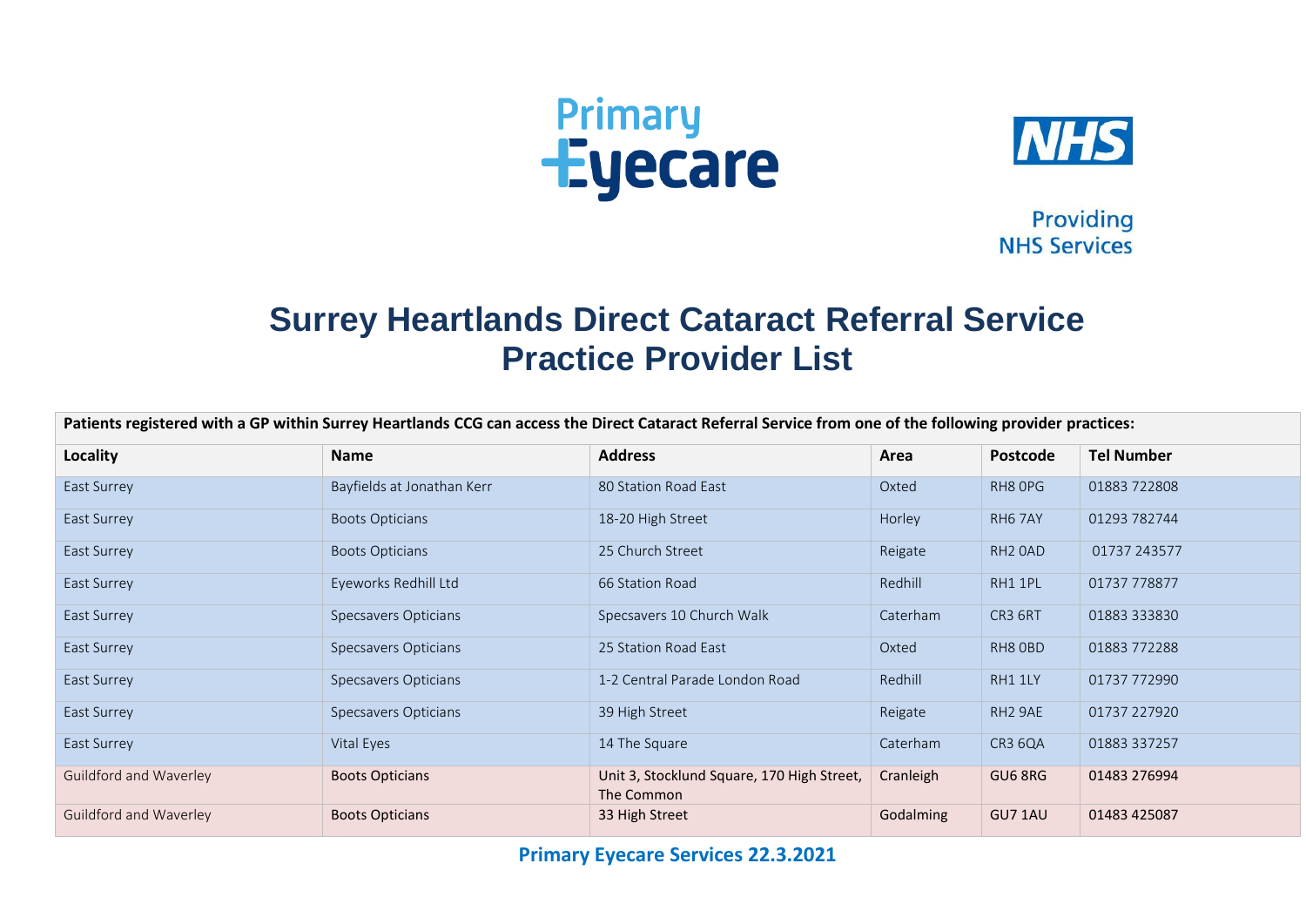Primary Eyecare

NHS

Providing NHS Services

# Surrey Heartlands Direct Cataract Referral Service Practice Provider List

| Patients registered with a GP within Surrey Heartlands CCG can access the Direct Cataract Referral Service from one of the following provider practices: | | | | | |
|---|---|---|---|---|---|
| **Locality** | **Name** | **Address** | **Area** | **Postcode** | **Tel Number** |
| East Surrey | Bayfields at Jonathan Kerr | 80 Station Road East | Oxted | RH8 0PG | 01883 722808 |
| East Surrey | Boots Opticians | 18-20 High Street | Horley | RH6 7AY | 01293 782744 |
| East Surrey | Boots Opticians | 25 Church Street | Reigate | RH2 0AD | 01737 243577 |
| East Surrey | Eyeworks Redhill Ltd | 66 Station Road | Redhill | RH1 1PL | 01737 778877 |
| East Surrey | Specsavers Opticians | Specsavers 10 Church Walk | Caterham | CR3 6RT | 01883 333830 |
| East Surrey | Specsavers Opticians | 25 Station Road East | Oxted | RH8 0BD | 01883 772288 |
| East Surrey | Specsavers Opticians | 1-2 Central Parade London Road | Redhill | RH1 1LY | 01737 772990 |
| East Surrey | Specsavers Opticians | 39 High Street | Reigate | RH2 9AE | 01737 227920 |
| East Surrey | Vital Eyes | 14 The Square | Caterham | CR3 6QA | 01883 337257 |
| Guildford and Waverley | Boots Opticians | Unit 3, Stocklund Square, 170 High Street, The Common | Cranleigh | GU6 8RG | 01483 276994 |
| Guildford and Waverley | Boots Opticians | 33 High Street | Godalming | GU7 1AU | 01483 425087 |

**Primary Eyecare Services 22.3.2021**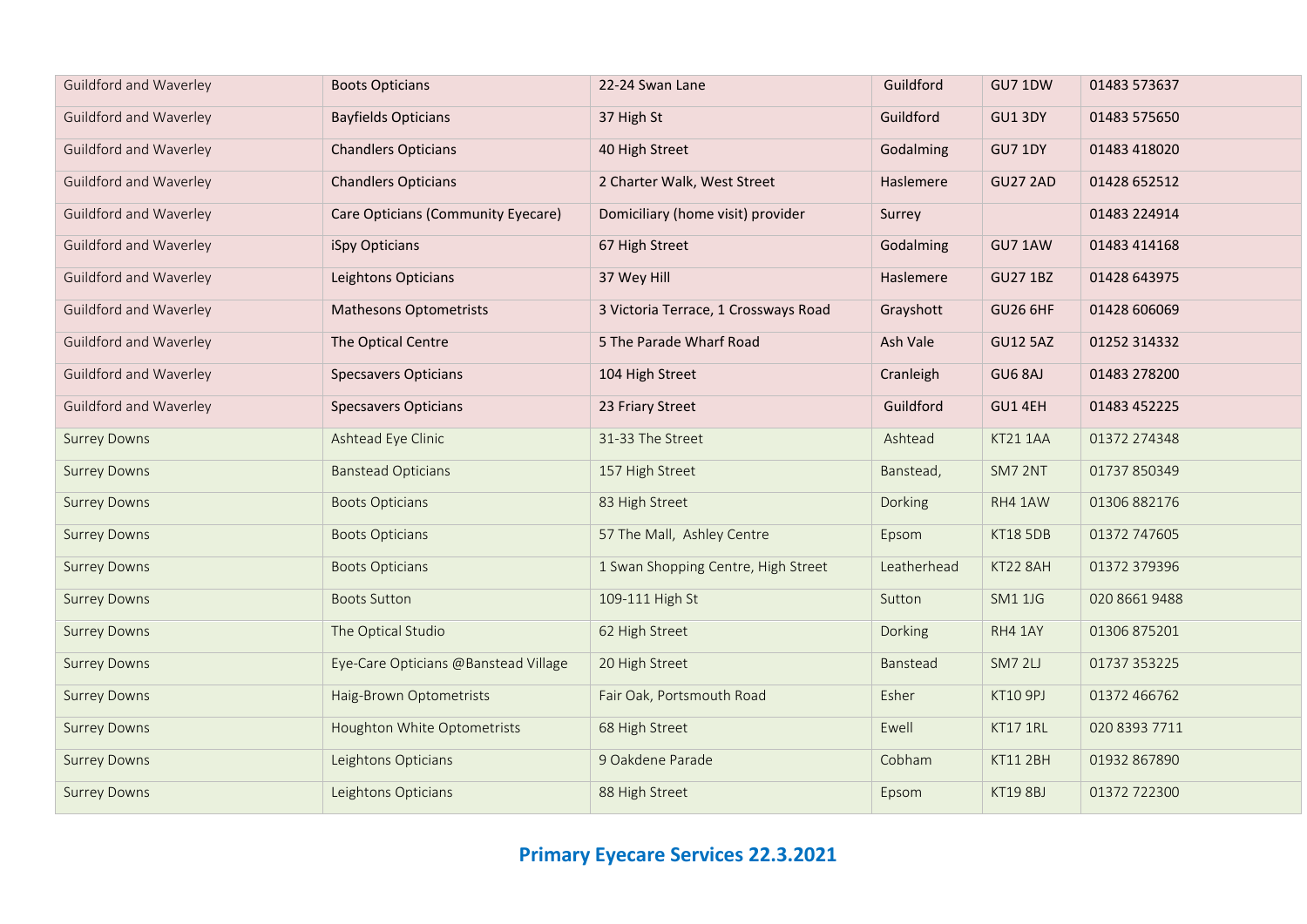| | | | | | |
|---|---|---|---|---|---|
| Guildford and Waverley | Boots Opticians | 22-24 Swan Lane | Guildford | GU7 1DW | 01483 573637 |
| Guildford and Waverley | Bayfields Opticians | 37 High St | Guildford | GU1 3DY | 01483 575650 |
| Guildford and Waverley | Chandlers Opticians | 40 High Street | Godalming | GU7 1DY | 01483 418020 |
| Guildford and Waverley | Chandlers Opticians | 2 Charter Walk, West Street | Haslemere | GU27 2AD | 01428 652512 |
| Guildford and Waverley | Care Opticians (Community Eyecare) | Domiciliary (home visit) provider | Surrey | | 01483 224914 |
| Guildford and Waverley | iSpy Opticians | 67 High Street | Godalming | GU7 1AW | 01483 414168 |
| Guildford and Waverley | Leightons Opticians | 37 Wey Hill | Haslemere | GU27 1BZ | 01428 643975 |
| Guildford and Waverley | Mathesons Optometrists | 3 Victoria Terrace, 1 Crossways Road | Grayshott | GU26 6HF | 01428 606069 |
| Guildford and Waverley | The Optical Centre | 5 The Parade Wharf Road | Ash Vale | GU12 5AZ | 01252 314332 |
| Guildford and Waverley | Specsavers Opticians | 104 High Street | Cranleigh | GU6 8AJ | 01483 278200 |
| Guildford and Waverley | Specsavers Opticians | 23 Friary Street | Guildford | GU1 4EH | 01483 452225 |
| Surrey Downs | Ashtead Eye Clinic | 31-33 The Street | Ashtead | KT21 1AA | 01372 274348 |
| Surrey Downs | Banstead Opticians | 157 High Street | Banstead, | SM7 2NT | 01737 850349 |
| Surrey Downs | Boots Opticians | 83 High Street | Dorking | RH4 1AW | 01306 882176 |
| Surrey Downs | Boots Opticians | 57 The Mall, Ashley Centre | Epsom | KT18 5DB | 01372 747605 |
| Surrey Downs | Boots Opticians | 1 Swan Shopping Centre, High Street | Leatherhead | KT22 8AH | 01372 379396 |
| Surrey Downs | Boots Sutton | 109-111 High St | Sutton | SM1 1JG | 020 8661 9488 |
| Surrey Downs | The Optical Studio | 62 High Street | Dorking | RH4 1AY | 01306 875201 |
| Surrey Downs | Eye-Care Opticians @Banstead Village | 20 High Street | Banstead | SM7 2LJ | 01737 353225 |
| Surrey Downs | Haig-Brown Optometrists | Fair Oak, Portsmouth Road | Esher | KT10 9PJ | 01372 466762 |
| Surrey Downs | Houghton White Optometrists | 68 High Street | Ewell | KT17 1RL | 020 8393 7711 |
| Surrey Downs | Leightons Opticians | 9 Oakdene Parade | Cobham | KT11 2BH | 01932 867890 |
| Surrey Downs | Leightons Opticians | 88 High Street | Epsom | KT19 8BJ | 01372 722300 |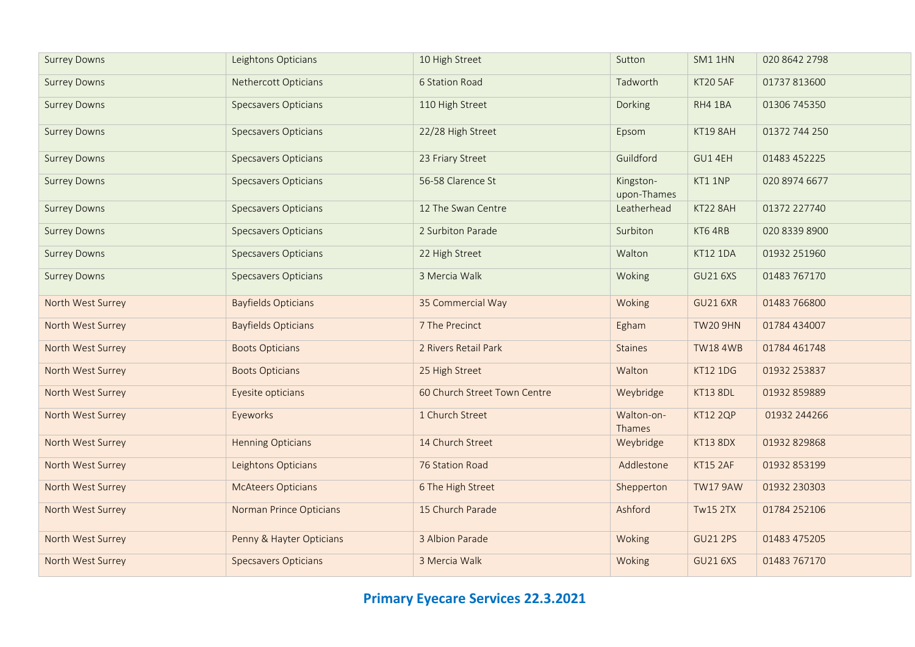| | | | | | |
|---|---|---|---|---|---|
| Surrey Downs | Leightons Opticians | 10 High Street | Sutton | SM1 1HN | 020 8642 2798 |
| Surrey Downs | Nethercott Opticians | 6 Station Road | Tadworth | KT20 5AF | 01737 813600 |
| Surrey Downs | Specsavers Opticians | 110 High Street | Dorking | RH4 1BA | 01306 745350 |
| Surrey Downs | Specsavers Opticians | 22/28 High Street | Epsom | KT19 8AH | 01372 744 250 |
| Surrey Downs | Specsavers Opticians | 23 Friary Street | Guildford | GU1 4EH | 01483 452225 |
| Surrey Downs | Specsavers Opticians | 56-58 Clarence St | Kingston-upon-Thames | KT1 1NP | 020 8974 6677 |
| Surrey Downs | Specsavers Opticians | 12 The Swan Centre | Leatherhead | KT22 8AH | 01372 227740 |
| Surrey Downs | Specsavers Opticians | 2 Surbiton Parade | Surbiton | KT6 4RB | 020 8339 8900 |
| Surrey Downs | Specsavers Opticians | 22 High Street | Walton | KT12 1DA | 01932 251960 |
| Surrey Downs | Specsavers Opticians | 3 Mercia Walk | Woking | GU21 6XS | 01483 767170 |
| North West Surrey | Bayfields Opticians | 35 Commercial Way | Woking | GU21 6XR | 01483 766800 |
| North West Surrey | Bayfields Opticians | 7 The Precinct | Egham | TW20 9HN | 01784 434007 |
| North West Surrey | Boots Opticians | 2 Rivers Retail Park | Staines | TW18 4WB | 01784 461748 |
| North West Surrey | Boots Opticians | 25 High Street | Walton | KT12 1DG | 01932 253837 |
| North West Surrey | Eyesite opticians | 60 Church Street Town Centre | Weybridge | KT13 8DL | 01932 859889 |
| North West Surrey | Eyeworks | 1 Church Street | Walton-on-Thames | KT12 2QP | 01932 244266 |
| North West Surrey | Henning Opticians | 14 Church Street | Weybridge | KT13 8DX | 01932 829868 |
| North West Surrey | Leightons Opticians | 76 Station Road | Addlestone | KT15 2AF | 01932 853199 |
| North West Surrey | McAteers Opticians | 6 The High Street | Shepperton | TW17 9AW | 01932 230303 |
| North West Surrey | Norman Prince Opticians | 15 Church Parade | Ashford | Tw15 2TX | 01784 252106 |
| North West Surrey | Penny & Hayter Opticians | 3 Albion Parade | Woking | GU21 2PS | 01483 475205 |
| North West Surrey | Specsavers Opticians | 3 Mercia Walk | Woking | GU21 6XS | 01483 767170 |

**Primary Eyecare Services 22.3.2021**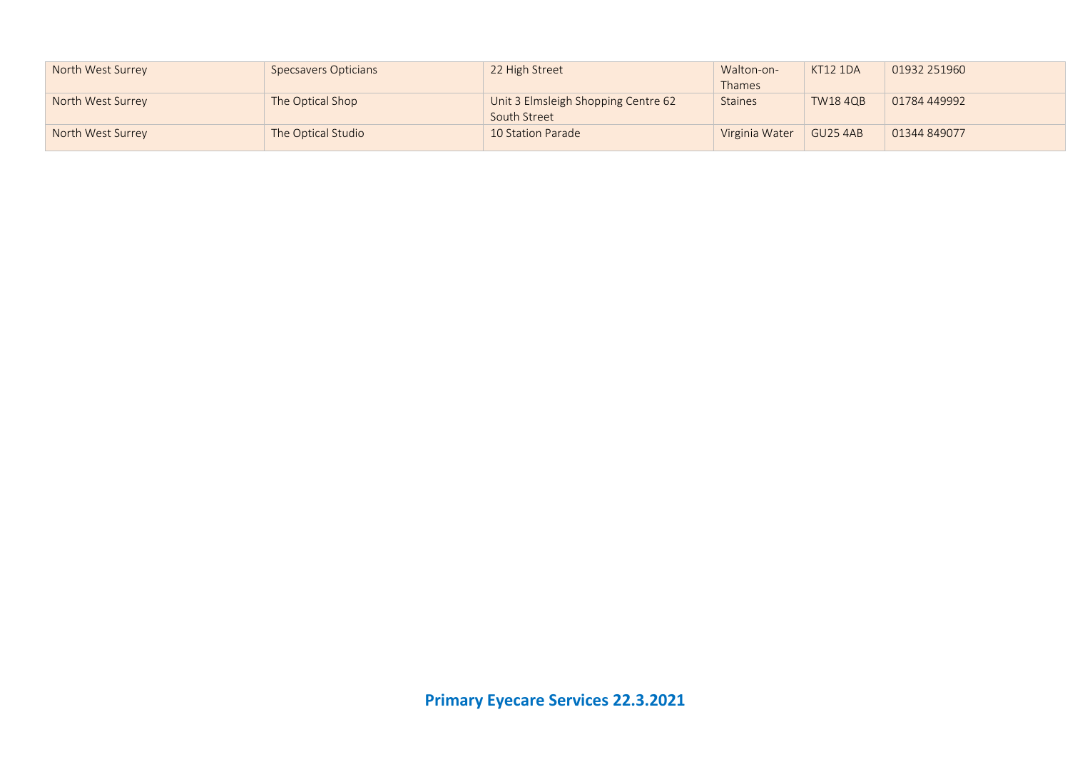| | | | | | |
|---|---|---|---|---|---|
| North West Surrey | Specsavers Opticians | 22 High Street | Walton-on-Thames | KT12 1DA | 01932 251960 |
| North West Surrey | The Optical Shop | Unit 3 Elmsleigh Shopping Centre 62 South Street | Staines | TW18 4QB | 01784 449992 |
| North West Surrey | The Optical Studio | 10 Station Parade | Virginia Water | GU25 4AB | 01344 849077 |